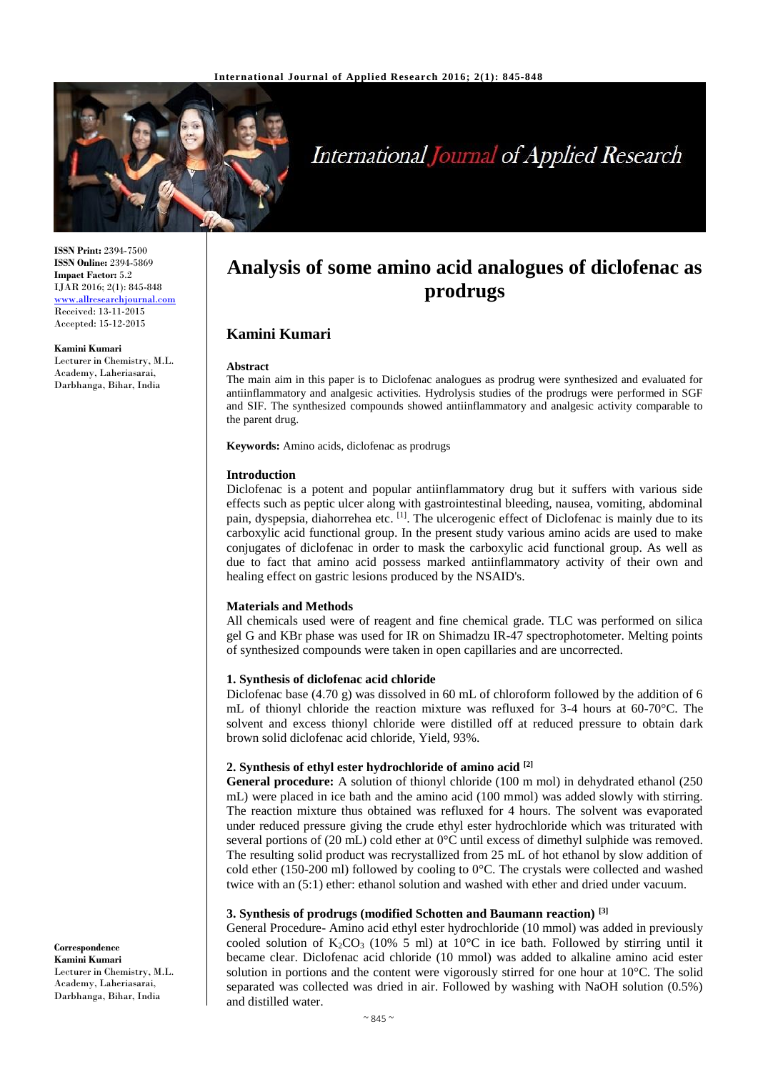# Analysis of some amino acid analogues of diclofenac as prodrugs

## Kamini Kumari

ISSN Print: 2394-7500
ISSN Online: 2394-5869
Impact Factor: 5.2
IJAR 2016; 2(1): 845-848
www.allresearchjournal.com
Received: 13-11-2015
Accepted: 15-12-2015

**Kamini Kumari**
Lecturer in Chemistry, M.L. Academy, Laheriasarai, Darbhanga, Bihar, India

**Correspondence**
**Kamini Kumari**
Lecturer in Chemistry, M.L. Academy, Laheriasarai, Darbhanga, Bihar, India

### Abstract

The main aim in this paper is to Diclofenac analogues as prodrug were synthesized and evaluated for antiinflammatory and analgesic activities. Hydrolysis studies of the prodrugs were performed in SGF and SIF. The synthesized compounds showed antiinflammatory and analgesic activity comparable to the parent drug.

**Keywords:** Amino acids, diclofenac as prodrugs

### Introduction

Diclofenac is a potent and popular antiinflammatory drug but it suffers with various side effects such as peptic ulcer along with gastrointestinal bleeding, nausea, vomiting, abdominal pain, dyspepsia, diahorrehea etc. [1]. The ulcerogenic effect of Diclofenac is mainly due to its carboxylic acid functional group. In the present study various amino acids are used to make conjugates of diclofenac in order to mask the carboxylic acid functional group. As well as due to fact that amino acid possess marked antiinflammatory activity of their own and healing effect on gastric lesions produced by the NSAID's.

### Materials and Methods

All chemicals used were of reagent and fine chemical grade. TLC was performed on silica gel G and KBr phase was used for IR on Shimadzu IR-47 spectrophotometer. Melting points of synthesized compounds were taken in open capillaries and are uncorrected.

#### 1. Synthesis of diclofenac acid chloride

Diclofenac base (4.70 g) was dissolved in 60 mL of chloroform followed by the addition of 6 mL of thionyl chloride the reaction mixture was refluxed for 3-4 hours at 60-70°C. The solvent and excess thionyl chloride were distilled off at reduced pressure to obtain dark brown solid diclofenac acid chloride, Yield, 93%.

#### 2. Synthesis of ethyl ester hydrochloride of amino acid [2]

**General procedure:** A solution of thionyl chloride (100 m mol) in dehydrated ethanol (250 mL) were placed in ice bath and the amino acid (100 mmol) was added slowly with stirring. The reaction mixture thus obtained was refluxed for 4 hours. The solvent was evaporated under reduced pressure giving the crude ethyl ester hydrochloride which was triturated with several portions of (20 mL) cold ether at 0°C until excess of dimethyl sulphide was removed. The resulting solid product was recrystallized from 25 mL of hot ethanol by slow addition of cold ether (150-200 ml) followed by cooling to 0°C. The crystals were collected and washed twice with an (5:1) ether: ethanol solution and washed with ether and dried under vacuum.

#### 3. Synthesis of prodrugs (modified Schotten and Baumann reaction) [3]

General Procedure- Amino acid ethyl ester hydrochloride (10 mmol) was added in previously cooled solution of $K_2CO_3$ (10% 5 ml) at 10°C in ice bath. Followed by stirring until it became clear. Diclofenac acid chloride (10 mmol) was added to alkaline amino acid ester solution in portions and the content were vigorously stirred for one hour at 10°C. The solid separated was collected was dried in air. Followed by washing with NaOH solution (0.5%) and distilled water.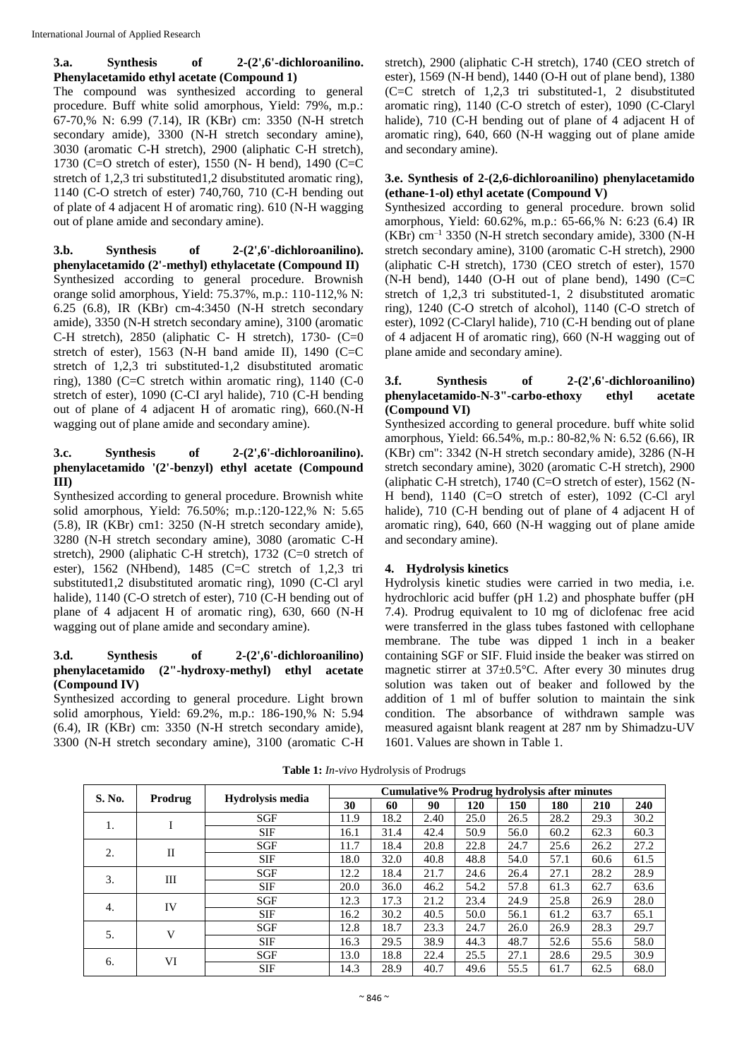### 3.a. Synthesis of 2-(2',6'-dichloroanilino. Phenylacetamido ethyl acetate (Compound 1)

The compound was synthesized according to general procedure. Buff white solid amorphous, Yield: 79%, m.p.: 67-70,% N: 6.99 (7.14), IR (KBr) cm: 3350 (N-H stretch secondary amide), 3300 (N-H stretch secondary amine), 3030 (aromatic C-H stretch), 2900 (aliphatic C-H stretch), 1730 (C=O stretch of ester), 1550 (N- H bend), 1490 (C=C stretch of 1,2,3 tri substituted1,2 disubstituted aromatic ring), 1140 (C-O stretch of ester) 740,760, 710 (C-H bending out of plate of 4 adjacent H of aromatic ring). 610 (N-H wagging out of plane amide and secondary amine).

### 3.b. Synthesis of 2-(2',6'-dichloroanilino). phenylacetamido (2'-methyl) ethylacetate (Compound II)

Synthesized according to general procedure. Brownish orange solid amorphous, Yield: 75.37%, m.p.: 110-112,% N: 6.25 (6.8), IR (KBr) cm-4:3450 (N-H stretch secondary amide), 3350 (N-H stretch secondary amine), 3100 (aromatic C-H stretch), 2850 (aliphatic C- H stretch), 1730- (C=0 stretch of ester), 1563 (N-H band amide II), 1490 (C=C stretch of 1,2,3 tri substituted-1,2 disubstituted aromatic ring), 1380 (C=C stretch within aromatic ring), 1140 (C-0 stretch of ester), 1090 (C-CI aryl halide), 710 (C-H bending out of plane of 4 adjacent H of aromatic ring), 660.(N-H wagging out of plane amide and secondary amine).

### 3.c. Synthesis of 2-(2',6'-dichloroanilino). phenylacetamido '(2'-benzyl) ethyl acetate (Compound III)

Synthesized according to general procedure. Brownish white solid amorphous, Yield: 76.50%; m.p.:120-122,% N: 5.65 (5.8), IR (KBr) cm1: 3250 (N-H stretch secondary amide), 3280 (N-H stretch secondary amine), 3080 (aromatic C-H stretch), 2900 (aliphatic C-H stretch), 1732 (C=0 stretch of ester), 1562 (NHbend), 1485 (C=C stretch of 1,2,3 tri substituted1,2 disubstituted aromatic ring), 1090 (C-Cl aryl halide), 1140 (C-O stretch of ester), 710 (C-H bending out of plane of 4 adjacent H of aromatic ring), 630, 660 (N-H wagging out of plane amide and secondary amine).

### 3.d. Synthesis of 2-(2',6'-dichloroanilino) phenylacetamido (2"-hydroxy-methyl) ethyl acetate (Compound IV)

Synthesized according to general procedure. Light brown solid amorphous, Yield: 69.2%, m.p.: 186-190,% N: 5.94 (6.4), IR (KBr) cm: 3350 (N-H stretch secondary amide), 3300 (N-H stretch secondary amine), 3100 (aromatic C-H stretch), 2900 (aliphatic C-H stretch), 1740 (CEO stretch of ester), 1569 (N-H bend), 1440 (O-H out of plane bend), 1380 (C=C stretch of 1,2,3 tri substituted-1, 2 disubstituted aromatic ring), 1140 (C-O stretch of ester), 1090 (C-Claryl halide), 710 (C-H bending out of plane of 4 adjacent H of aromatic ring), 640, 660 (N-H wagging out of plane amide and secondary amine).

### 3.e. Synthesis of 2-(2,6-dichloroanilino) phenylacetamido (ethane-1-ol) ethyl acetate (Compound V)

Synthesized according to general procedure. brown solid amorphous, Yield: 60.62%, m.p.: 65-66,% N: 6:23 (6.4) IR (KBr) $cm^{-1}$ 3350 (N-H stretch secondary amide), 3300 (N-H stretch secondary amine), 3100 (aromatic C-H stretch), 2900 (aliphatic C-H stretch), 1730 (CEO stretch of ester), 1570 (N-H bend), 1440 (O-H out of plane bend), 1490 (C=C stretch of 1,2,3 tri substituted-1, 2 disubstituted aromatic ring), 1240 (C-O stretch of alcohol), 1140 (C-O stretch of ester), 1092 (C-Claryl halide), 710 (C-H bending out of plane of 4 adjacent H of aromatic ring), 660 (N-H wagging out of plane amide and secondary amine).

### 3.f. Synthesis of 2-(2',6'-dichloroanilino) phenylacetamido-N-3"-carbo-ethoxy ethyl acetate (Compound VI)

Synthesized according to general procedure. buff white solid amorphous, Yield: 66.54%, m.p.: 80-82,% N: 6.52 (6.66), IR (KBr) cm": 3342 (N-H stretch secondary amide), 3286 (N-H stretch secondary amine), 3020 (aromatic C-H stretch), 2900 (aliphatic C-H stretch), 1740 (C=O stretch of ester), 1562 (N-H bend), 1140 (C=O stretch of ester), 1092 (C-Cl aryl halide), 710 (C-H bending out of plane of 4 adjacent H of aromatic ring), 640, 660 (N-H wagging out of plane amide and secondary amine).

## 4. Hydrolysis kinetics

Hydrolysis kinetic studies were carried in two media, i.e. hydrochloric acid buffer (pH 1.2) and phosphate buffer (pH 7.4). Prodrug equivalent to 10 mg of diclofenac free acid were transferred in the glass tubes fastoned with cellophane membrane. The tube was dipped 1 inch in a beaker containing SGF or SIF. Fluid inside the beaker was stirred on magnetic stirrer at 37±0.5°C. After every 30 minutes drug solution was taken out of beaker and followed by the addition of 1 ml of buffer solution to maintain the sink condition. The absorbance of withdrawn sample was measured agaisnt blank reagent at 287 nm by Shimadzu-UV 1601. Values are shown in Table 1.

**Table 1:** *In-vivo* Hydrolysis of Prodrugs

| S. No. | Prodrug | Hydrolysis media | Cumulative% Prodrug hydrolysis after minutes | | | | | | | |
|---|---|---|---|---|---|---|---|---|---|---|
| | | | 30 | 60 | 90 | 120 | 150 | 180 | 210 | 240 |
| 1. | I | SGF | 11.9 | 18.2 | 2.40 | 25.0 | 26.5 | 28.2 | 29.3 | 30.2 |
| | | SIF | 16.1 | 31.4 | 42.4 | 50.9 | 56.0 | 60.2 | 62.3 | 60.3 |
| 2. | II | SGF | 11.7 | 18.4 | 20.8 | 22.8 | 24.7 | 25.6 | 26.2 | 27.2 |
| | | SIF | 18.0 | 32.0 | 40.8 | 48.8 | 54.0 | 57.1 | 60.6 | 61.5 |
| 3. | III | SGF | 12.2 | 18.4 | 21.7 | 24.6 | 26.4 | 27.1 | 28.2 | 28.9 |
| | | SIF | 20.0 | 36.0 | 46.2 | 54.2 | 57.8 | 61.3 | 62.7 | 63.6 |
| 4. | IV | SGF | 12.3 | 17.3 | 21.2 | 23.4 | 24.9 | 25.8 | 26.9 | 28.0 |
| | | SIF | 16.2 | 30.2 | 40.5 | 50.0 | 56.1 | 61.2 | 63.7 | 65.1 |
| 5. | V | SGF | 12.8 | 18.7 | 23.3 | 24.7 | 26.0 | 26.9 | 28.3 | 29.7 |
| | | SIF | 16.3 | 29.5 | 38.9 | 44.3 | 48.7 | 52.6 | 55.6 | 58.0 |
| 6. | VI | SGF | 13.0 | 18.8 | 22.4 | 25.5 | 27.1 | 28.6 | 29.5 | 30.9 |
| | | SIF | 14.3 | 28.9 | 40.7 | 49.6 | 55.5 | 61.7 | 62.5 | 68.0 |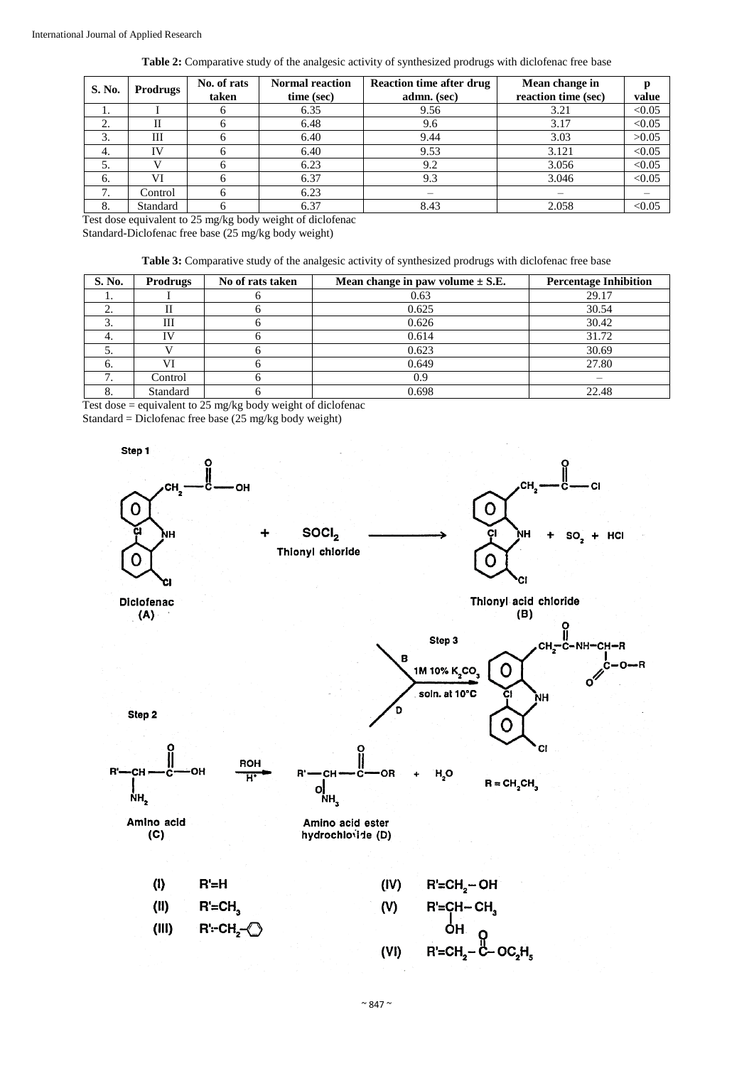**Table 2:** Comparative study of the analgesic activity of synthesized prodrugs with diclofenac free base

| S. No. | Prodrugs | No. of rats taken | Normal reaction time (sec) | Reaction time after drug admn. (sec) | Mean change in reaction time (sec) | p value |
|---|---|---|---|---|---|---|
| 1. | I | 6 | 6.35 | 9.56 | 3.21 | <0.05 |
| 2. | II | 6 | 6.48 | 9.6 | 3.17 | <0.05 |
| 3. | III | 6 | 6.40 | 9.44 | 3.03 | >0.05 |
| 4. | IV | 6 | 6.40 | 9.53 | 3.121 | <0.05 |
| 5. | V | 6 | 6.23 | 9.2 | 3.056 | <0.05 |
| 6. | VI | 6 | 6.37 | 9.3 | 3.046 | <0.05 |
| 7. | Control | 6 | 6.23 | – | – | – |
| 8. | Standard | 6 | 6.37 | 8.43 | 2.058 | <0.05 |

Test dose equivalent to 25 mg/kg body weight of diclofenac
Standard-Diclofenac free base (25 mg/kg body weight)

**Table 3:** Comparative study of the analgesic activity of synthesized prodrugs with diclofenac free base

| S. No. | Prodrugs | No of rats taken | Mean change in paw volume ± S.E. | Percentage Inhibition |
|---|---|---|---|---|
| 1. | I | 6 | 0.63 | 29.17 |
| 2. | II | 6 | 0.625 | 30.54 |
| 3. | III | 6 | 0.626 | 30.42 |
| 4. | IV | 6 | 0.614 | 31.72 |
| 5. | V | 6 | 0.623 | 30.69 |
| 6. | VI | 6 | 0.649 | 27.80 |
| 7. | Control | 6 | 0.9 | – |
| 8. | Standard | 6 | 0.698 | 22.48 |

Test dose = equivalent to 25 mg/kg body weight of diclofenac
Standard = Diclofenac free base (25 mg/kg body weight)

Step 1

Diclofenac (A) + $SOCl_2$ (Thionyl chloride) → Thionyl acid chloride (B) + $SO_2$ + HCl

Step 2

Amino acid (C) $\xrightarrow{ROH,\ H^+}$ Amino acid ester hydrochloride (D) + $H_2O$

Step 3

B + D $\xrightarrow{\text{1M 10\% } K_2CO_3 \text{ soln. at } 10°C}$ product

R = $CH_2CH_3$

(I) R'=H

(II) R'=$CH_3$

(III) R'=$CH_2$–$C_6H_5$

(IV) R'=$CH_2$–OH

(V) R'=CH(OH)–$CH_3$

(VI) R'=$CH_2$–C(=O)–$OC_2H_5$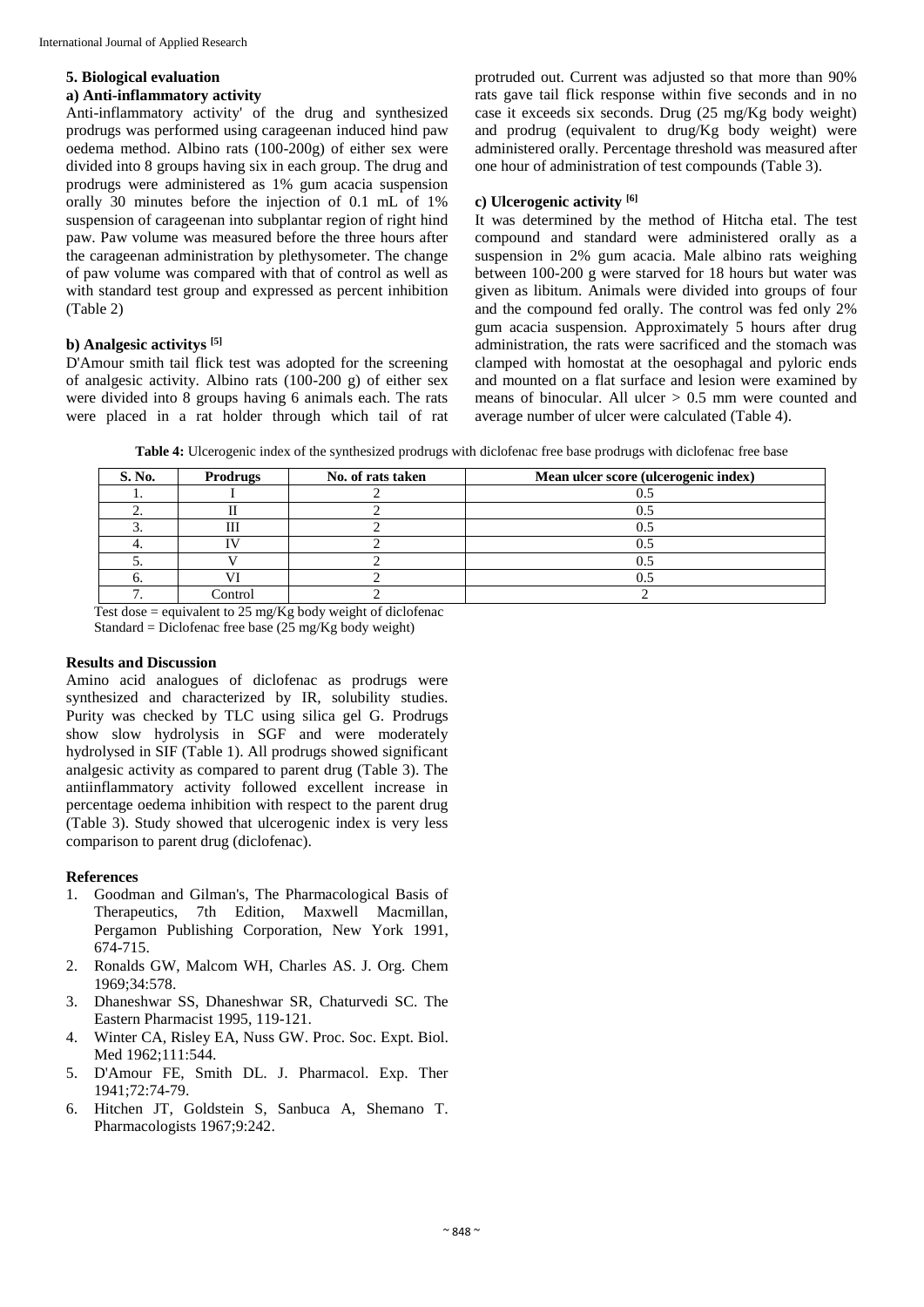### 5. Biological evaluation

#### a) Anti-inflammatory activity

Anti-inflammatory activity' of the drug and synthesized prodrugs was performed using carageenan induced hind paw oedema method. Albino rats (100-200g) of either sex were divided into 8 groups having six in each group. The drug and prodrugs were administered as 1% gum acacia suspension orally 30 minutes before the injection of 0.1 mL of 1% suspension of carageenan into subplantar region of right hind paw. Paw volume was measured before the three hours after the carageenan administration by plethysometer. The change of paw volume was compared with that of control as well as with standard test group and expressed as percent inhibition (Table 2)

#### b) Analgesic activitys [5]

D'Amour smith tail flick test was adopted for the screening of analgesic activity. Albino rats (100-200 g) of either sex were divided into 8 groups having 6 animals each. The rats were placed in a rat holder through which tail of rat protruded out. Current was adjusted so that more than 90% rats gave tail flick response within five seconds and in no case it exceeds six seconds. Drug (25 mg/Kg body weight) and prodrug (equivalent to drug/Kg body weight) were administered orally. Percentage threshold was measured after one hour of administration of test compounds (Table 3).

#### c) Ulcerogenic activity [6]

It was determined by the method of Hitcha etal. The test compound and standard were administered orally as a suspension in 2% gum acacia. Male albino rats weighing between 100-200 g were starved for 18 hours but water was given as libitum. Animals were divided into groups of four and the compound fed orally. The control was fed only 2% gum acacia suspension. Approximately 5 hours after drug administration, the rats were sacrificed and the stomach was clamped with homostat at the oesophagal and pyloric ends and mounted on a flat surface and lesion were examined by means of binocular. All ulcer > 0.5 mm were counted and average number of ulcer were calculated (Table 4).

**Table 4:** Ulcerogenic index of the synthesized prodrugs with diclofenac free base prodrugs with diclofenac free base

| S. No. | Prodrugs | No. of rats taken | Mean ulcer score (ulcerogenic index) |
|---|---|---|---|
| 1. | I | 2 | 0.5 |
| 2. | II | 2 | 0.5 |
| 3. | III | 2 | 0.5 |
| 4. | IV | 2 | 0.5 |
| 5. | V | 2 | 0.5 |
| 6. | VI | 2 | 0.5 |
| 7. | Control | 2 | 2 |

Test dose = equivalent to 25 mg/Kg body weight of diclofenac
Standard = Diclofenac free base (25 mg/Kg body weight)

## Results and Discussion

Amino acid analogues of diclofenac as prodrugs were synthesized and characterized by IR, solubility studies. Purity was checked by TLC using silica gel G. Prodrugs show slow hydrolysis in SGF and were moderately hydrolysed in SIF (Table 1). All prodrugs showed significant analgesic activity as compared to parent drug (Table 3). The antiinflammatory activity followed excellent increase in percentage oedema inhibition with respect to the parent drug (Table 3). Study showed that ulcerogenic index is very less comparison to parent drug (diclofenac).

## References

1. Goodman and Gilman's, The Pharmacological Basis of Therapeutics, 7th Edition, Maxwell Macmillan, Pergamon Publishing Corporation, New York 1991, 674-715.
2. Ronalds GW, Malcom WH, Charles AS. J. Org. Chem 1969;34:578.
3. Dhaneshwar SS, Dhaneshwar SR, Chaturvedi SC. The Eastern Pharmacist 1995, 119-121.
4. Winter CA, Risley EA, Nuss GW. Proc. Soc. Expt. Biol. Med 1962;111:544.
5. D'Amour FE, Smith DL. J. Pharmacol. Exp. Ther 1941;72:74-79.
6. Hitchen JT, Goldstein S, Sanbuca A, Shemano T. Pharmacologists 1967;9:242.